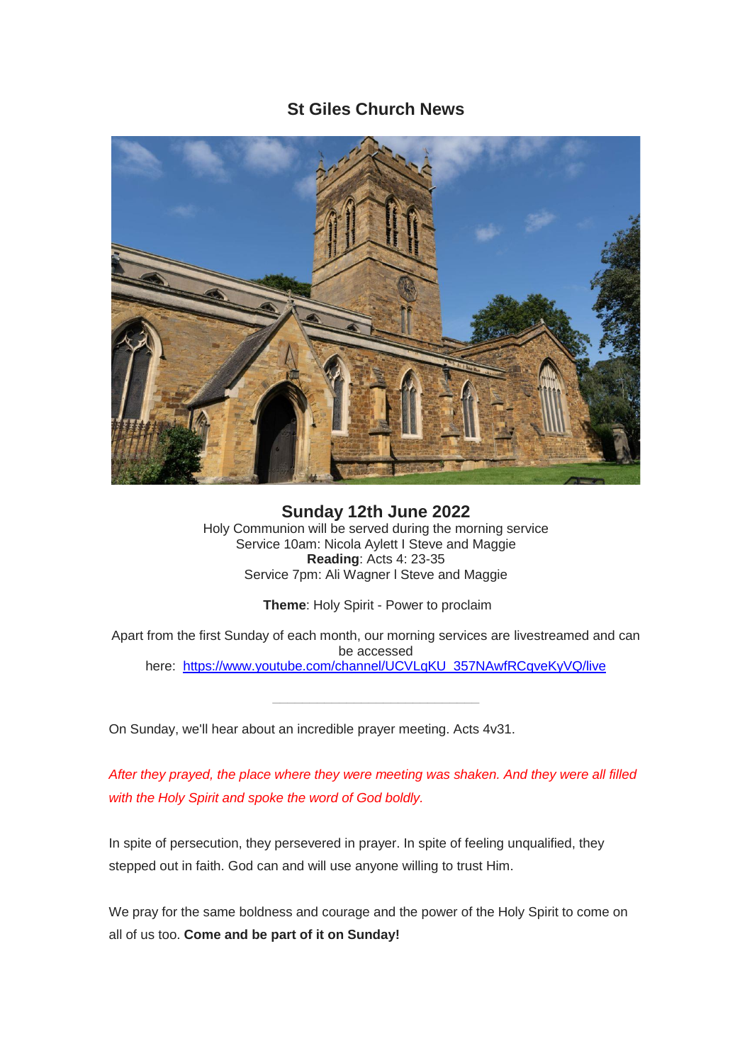# St Giles Church News

## Sunday 12th June 2022

Holy Communion will be served during the morning service
Service 10am: Nicola Aylett I Steve and Maggie
**Reading**: Acts 4: 23-35
Service 7pm: Ali Wagner I Steve and Maggie

**Theme**: Holy Spirit - Power to proclaim

Apart from the first Sunday of each month, our morning services are livestreamed and can be accessed here: [https://www.youtube.com/channel/UCVLgKU_357NAwfRCqveKyVQ/live](https://www.youtube.com/channel/UCVLgKU_357NAwfRCqveKyVQ/live)

---

On Sunday, we'll hear about an incredible prayer meeting. Acts 4v31.

*After they prayed, the place where they were meeting was shaken. And they were all filled with the Holy Spirit and spoke the word of God boldly.*

In spite of persecution, they persevered in prayer. In spite of feeling unqualified, they stepped out in faith. God can and will use anyone willing to trust Him.

We pray for the same boldness and courage and the power of the Holy Spirit to come on all of us too. **Come and be part of it on Sunday!**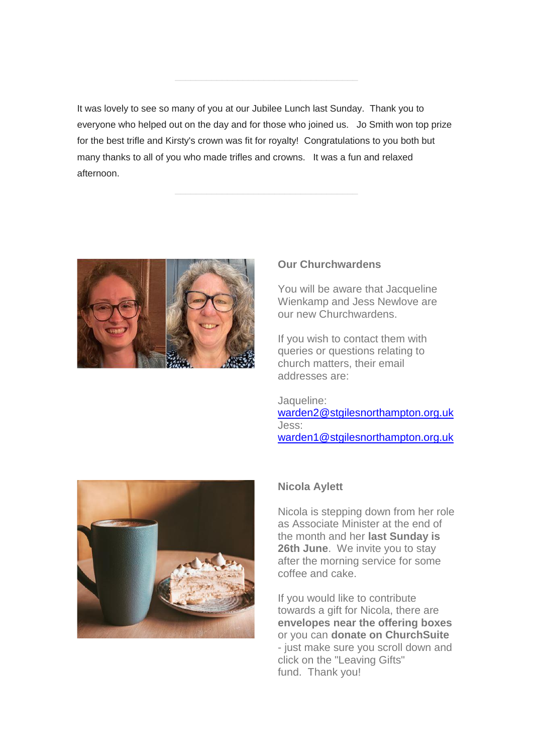---

It was lovely to see so many of you at our Jubilee Lunch last Sunday.  Thank you to everyone who helped out on the day and for those who joined us.   Jo Smith won top prize for the best trifle and Kirsty's crown was fit for royalty!  Congratulations to you both but many thanks to all of you who made trifles and crowns.   It was a fun and relaxed afternoon.

---

**Our Churchwardens**

You will be aware that Jacqueline Wienkamp and Jess Newlove are our new Churchwardens.

If you wish to contact them with queries or questions relating to church matters, their email addresses are:

Jaqueline:
warden2@stgilesnorthampton.org.uk
Jess:
warden1@stgilesnorthampton.org.uk

**Nicola Aylett**

Nicola is stepping down from her role as Associate Minister at the end of the month and her **last Sunday is 26th June**.  We invite you to stay after the morning service for some coffee and cake.

If you would like to contribute towards a gift for Nicola, there are **envelopes near the offering boxes** or you can **donate on ChurchSuite** - just make sure you scroll down and click on the "Leaving Gifts" fund.  Thank you!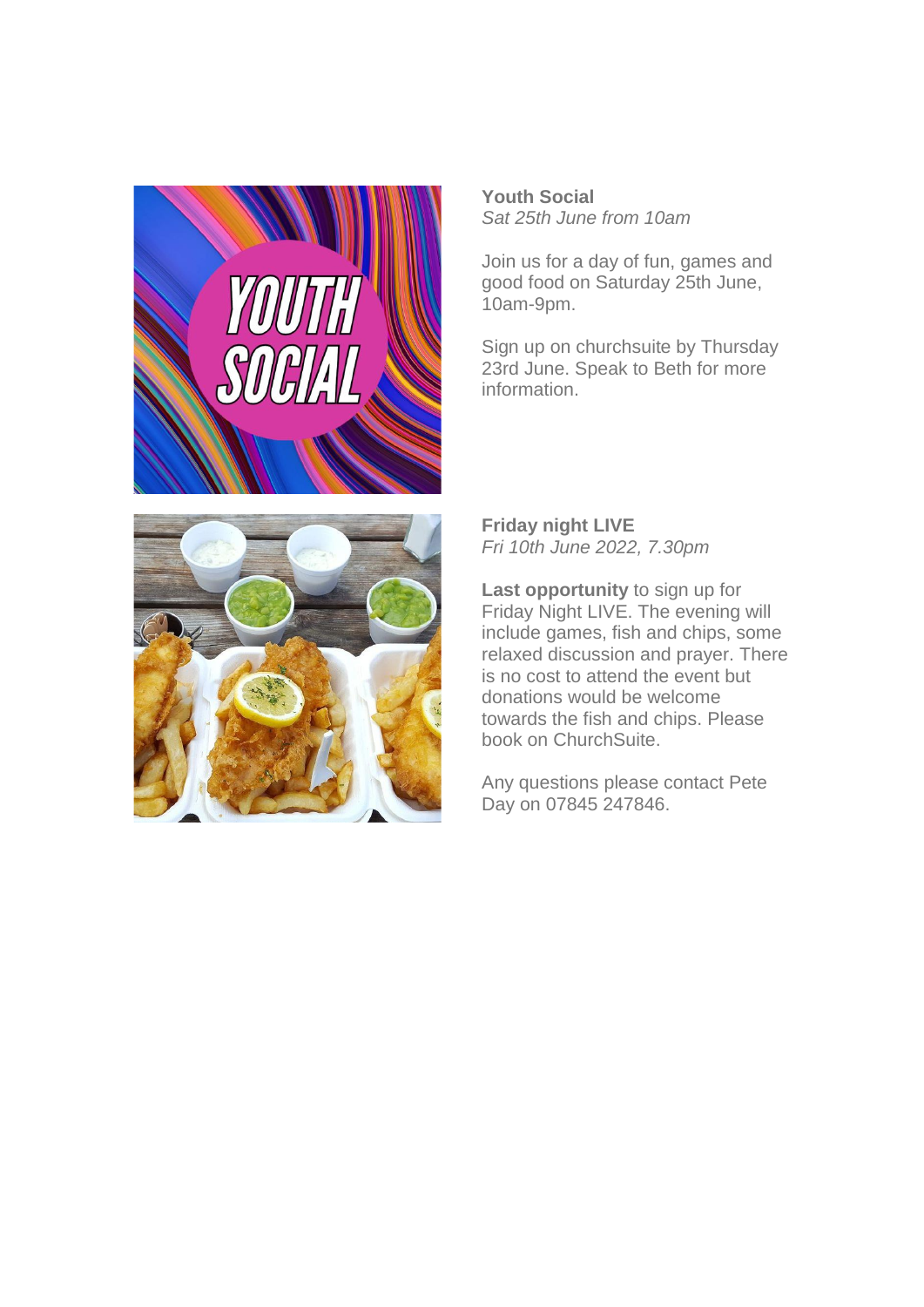**Youth Social**
*Sat 25th June from 10am*

Join us for a day of fun, games and good food on Saturday 25th June, 10am-9pm.

Sign up on churchsuite by Thursday 23rd June. Speak to Beth for more information.

**Friday night LIVE**
*Fri 10th June 2022, 7.30pm*

**Last opportunity** to sign up for Friday Night LIVE. The evening will include games, fish and chips, some relaxed discussion and prayer. There is no cost to attend the event but donations would be welcome towards the fish and chips. Please book on ChurchSuite.

Any questions please contact Pete Day on 07845 247846.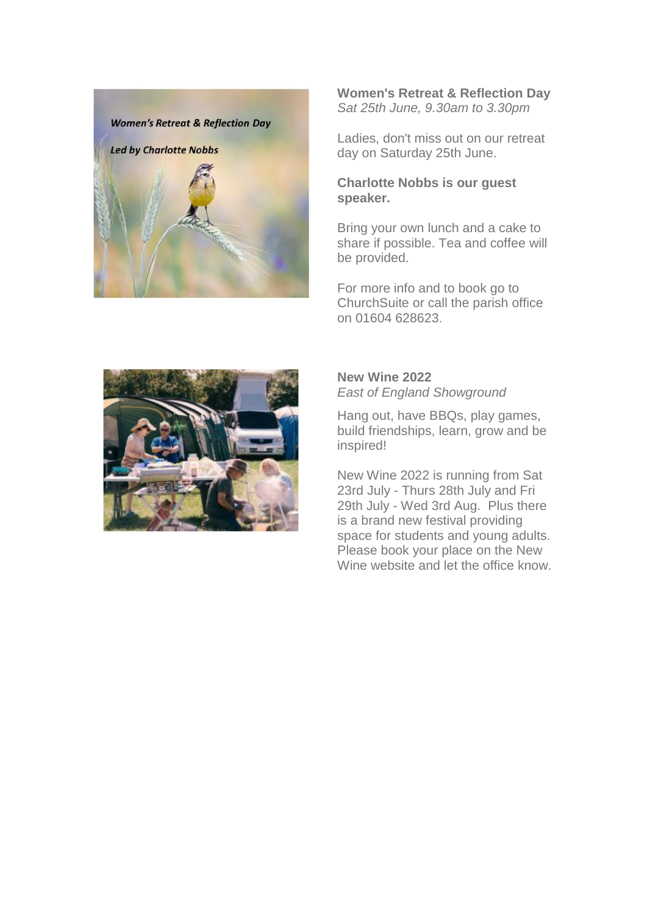**Women's Retreat & Reflection Day**
*Sat 25th June, 9.30am to 3.30pm*

Ladies, don't miss out on our retreat day on Saturday 25th June.

**Charlotte Nobbs is our guest speaker.**

Bring your own lunch and a cake to share if possible. Tea and coffee will be provided.

For more info and to book go to ChurchSuite or call the parish office on 01604 628623.

**New Wine 2022**
*East of England Showground*

Hang out, have BBQs, play games, build friendships, learn, grow and be inspired!

New Wine 2022 is running from Sat 23rd July - Thurs 28th July and Fri 29th July - Wed 3rd Aug. Plus there is a brand new festival providing space for students and young adults. Please book your place on the New Wine website and let the office know.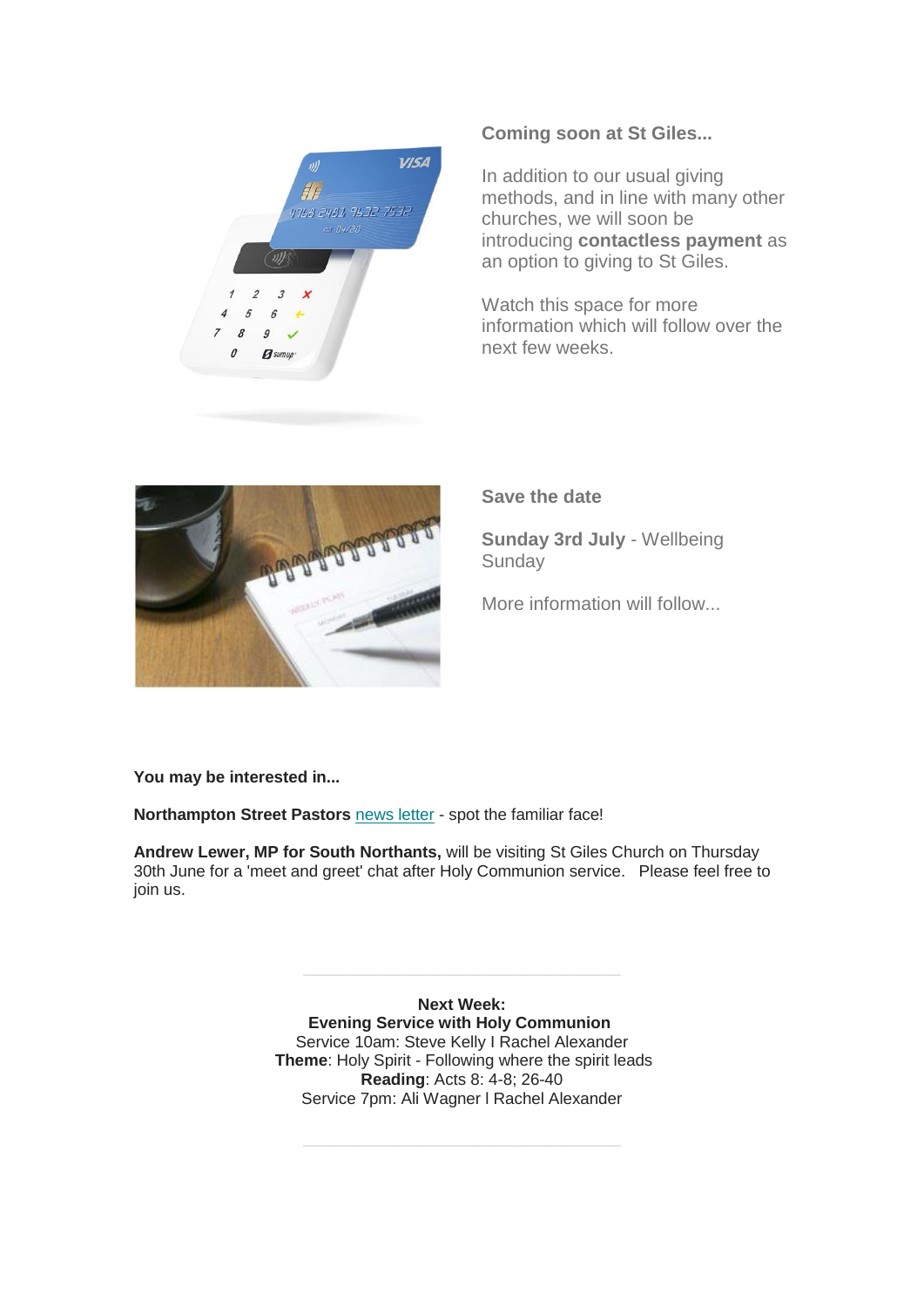**Coming soon at St Giles...**

In addition to our usual giving methods, and in line with many other churches, we will soon be introducing **contactless payment** as an option to giving to St Giles.

Watch this space for more information which will follow over the next few weeks.

**Save the date**

**Sunday 3rd July** - Wellbeing Sunday

More information will follow...

**You may be interested in...**

**Northampton Street Pastors** news letter - spot the familiar face!

**Andrew Lewer, MP for South Northants,** will be visiting St Giles Church on Thursday 30th June for a 'meet and greet' chat after Holy Communion service. Please feel free to join us.

---

**Next Week:**
**Evening Service with Holy Communion**
Service 10am: Steve Kelly I Rachel Alexander
**Theme**: Holy Spirit - Following where the spirit leads
**Reading**: Acts 8: 4-8; 26-40
Service 7pm: Ali Wagner I Rachel Alexander

---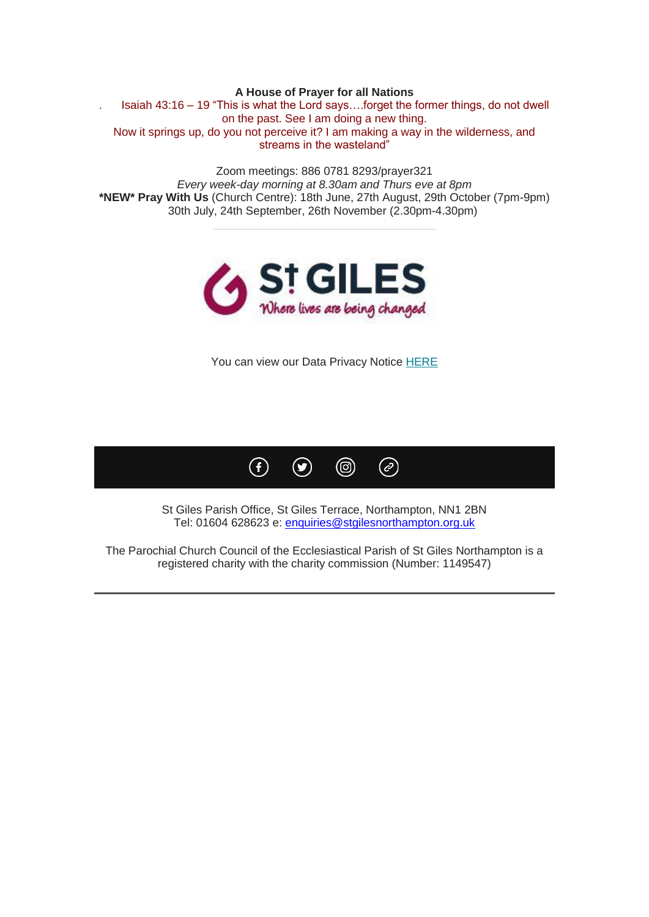**A House of Prayer for all Nations**

. Isaiah 43:16 – 19 “This is what the Lord says….forget the former things, do not dwell on the past. See I am doing a new thing.
Now it springs up, do you not perceive it? I am making a way in the wilderness, and streams in the wasteland”

Zoom meetings: 886 0781 8293/prayer321
*Every week-day morning at 8.30am and Thurs eve at 8pm*
**\*NEW\* Pray With Us** (Church Centre): 18th June, 27th August, 29th October (7pm-9pm)
30th July, 24th September, 26th November (2.30pm-4.30pm)

---

St GILES
Where lives are being changed

You can view our Data Privacy Notice HERE

St Giles Parish Office, St Giles Terrace, Northampton, NN1 2BN
Tel: 01604 628623 e: enquiries@stgilesnorthampton.org.uk

The Parochial Church Council of the Ecclesiastical Parish of St Giles Northampton is a registered charity with the charity commission (Number: 1149547)